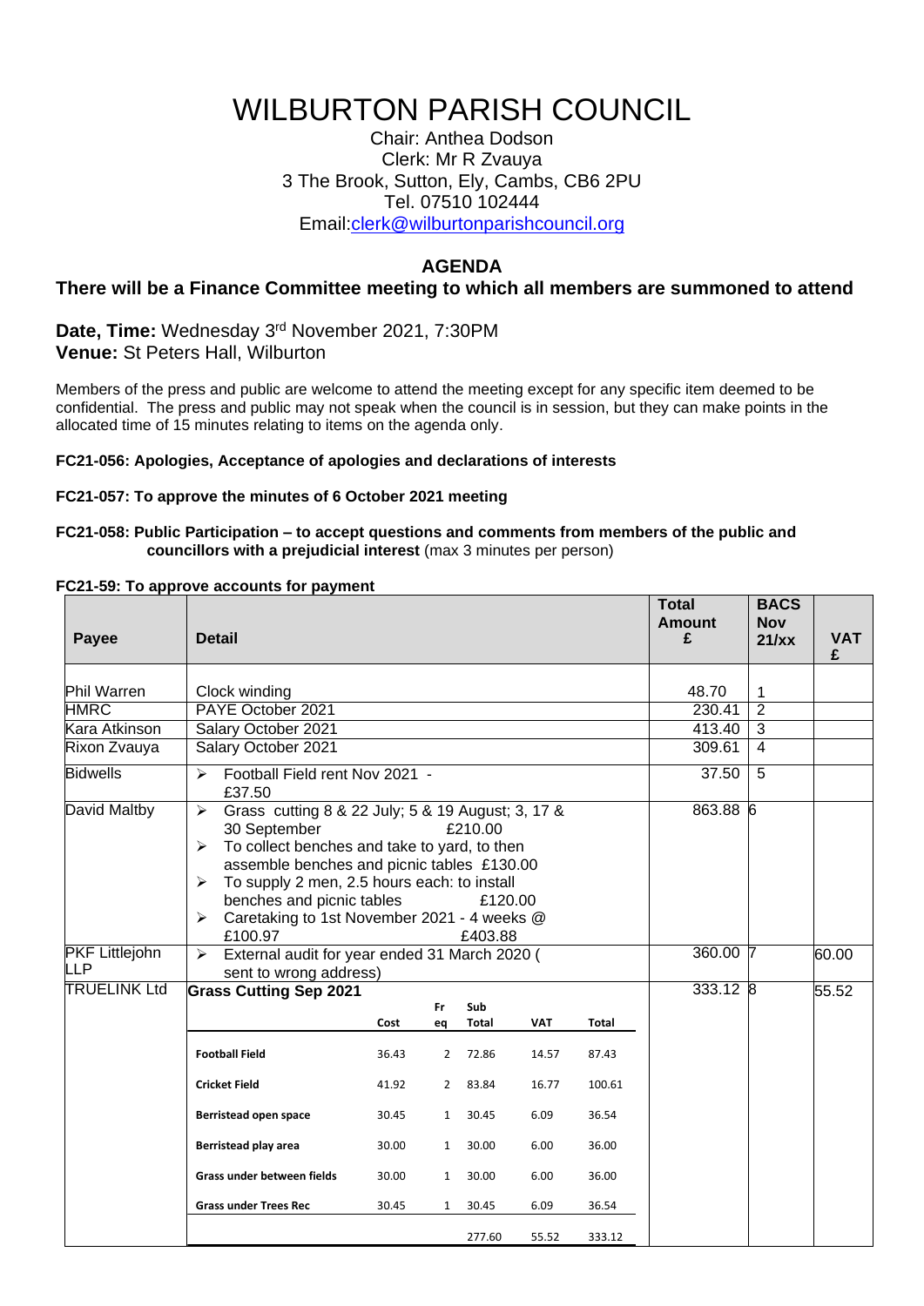# WILBURTON PARISH COUNCIL

Chair: Anthea Dodson
Clerk: Mr R Zvauya
3 The Brook, Sutton, Ely, Cambs, CB6 2PU
Tel. 07510 102444
Email:clerk@wilburtonparishcouncil.org

## AGENDA

### There will be a Finance Committee meeting to which all members are summoned to attend

**Date, Time:** Wednesday 3rd November 2021, 7:30PM
**Venue:** St Peters Hall, Wilburton

Members of the press and public are welcome to attend the meeting except for any specific item deemed to be confidential. The press and public may not speak when the council is in session, but they can make points in the allocated time of 15 minutes relating to items on the agenda only.

**FC21-056: Apologies, Acceptance of apologies and declarations of interests**

**FC21-057: To approve the minutes of 6 October 2021 meeting**

**FC21-058: Public Participation – to accept questions and comments from members of the public and councillors with a prejudicial interest** (max 3 minutes per person)

**FC21-59: To approve accounts for payment**

| Payee | Detail | Total Amount £ | BACS Nov 21/xx | VAT £ |
|---|---|---|---|---|
| Phil Warren | Clock winding | 48.70 | 1 | |
| HMRC | PAYE October 2021 | 230.41 | 2 | |
| Kara Atkinson | Salary October 2021 | 413.40 | 3 | |
| Rixon Zvauya | Salary October 2021 | 309.61 | 4 | |
| Bidwells | ➢ Football Field rent Nov 2021 - £37.50 | 37.50 | 5 | |
| David Maltby | ➢ Grass cutting 8 & 22 July; 5 & 19 August; 3, 17 & 30 September £210.00<br>➢ To collect benches and take to yard, to then assemble benches and picnic tables £130.00<br>➢ To supply 2 men, 2.5 hours each: to install benches and picnic tables £120.00<br>➢ Caretaking to 1st November 2021 - 4 weeks @ £100.97 £403.88 | 863.88 | 6 | |
| PKF Littlejohn LLP | ➢ External audit for year ended 31 March 2020 ( sent to wrong address) | 360.00 | 7 | 60.00 |
| TRUELINK Ltd | **Grass Cutting Sep 2021** (see breakdown below) | 333.12 | 8 | 55.52 |

**TRUELINK Ltd – Grass Cutting Sep 2021**

| | Cost | Freq | Sub Total | VAT | Total |
|---|---|---|---|---|---|
| **Football Field** | 36.43 | 2 | 72.86 | 14.57 | 87.43 |
| **Cricket Field** | 41.92 | 2 | 83.84 | 16.77 | 100.61 |
| **Berristead open space** | 30.45 | 1 | 30.45 | 6.09 | 36.54 |
| **Berristead play area** | 30.00 | 1 | 30.00 | 6.00 | 36.00 |
| **Grass under between fields** | 30.00 | 1 | 30.00 | 6.00 | 36.00 |
| **Grass under Trees Rec** | 30.45 | 1 | 30.45 | 6.09 | 36.54 |
| | | | 277.60 | 55.52 | 333.12 |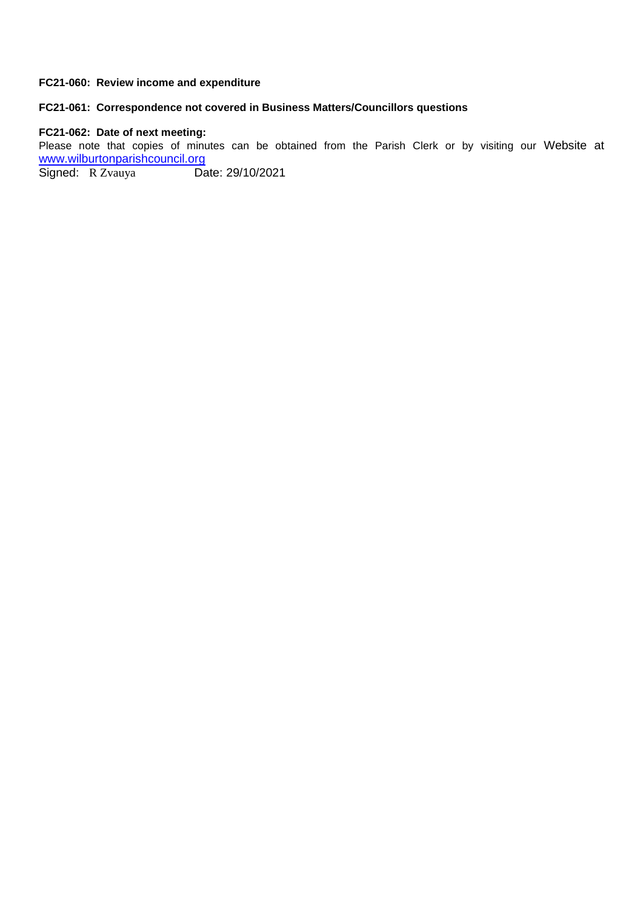**FC21-060: Review income and expenditure**

**FC21-061: Correspondence not covered in Business Matters/Councillors questions**

**FC21-062: Date of next meeting:**

Please note that copies of minutes can be obtained from the Parish Clerk or by visiting our Website at [www.wilburtonparishcouncil.org](http://www.wilburtonparishcouncil.org)

Signed: R Zvauya Date: 29/10/2021